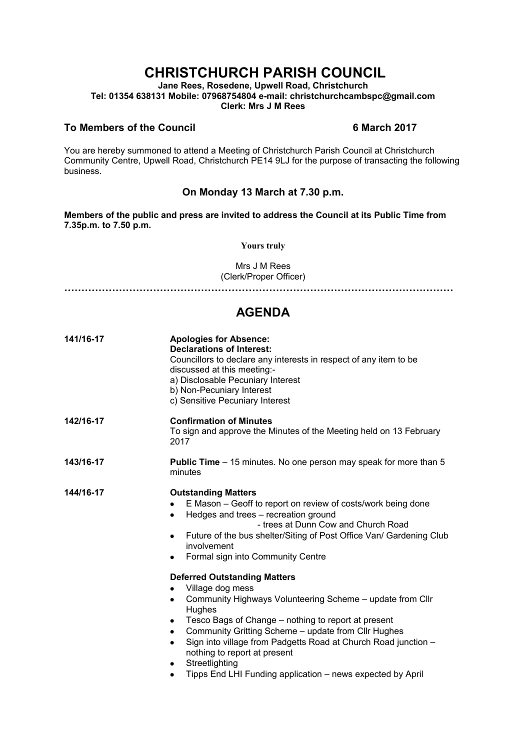# CHRISTCHURCH PARISH COUNCIL

**Jane Rees, Rosedene, Upwell Road, Christchurch**
**Tel: 01354 638131 Mobile: 07968754804 e-mail: christchurchcambspc@gmail.com**
**Clerk: Mrs J M Rees**

**To Members of the Council** **6 March 2017**

You are hereby summoned to attend a Meeting of Christchurch Parish Council at Christchurch Community Centre, Upwell Road, Christchurch PE14 9LJ for the purpose of transacting the following business.

### On Monday 13 March at 7.30 p.m.

**Members of the public and press are invited to address the Council at its Public Time from 7.35p.m. to 7.50 p.m.**

**Yours truly**

Mrs J M Rees
(Clerk/Proper Officer)

…………………………………………………………………………………………………

## AGENDA

**141/16-17** **Apologies for Absence:**
**Declarations of Interest:**
Councillors to declare any interests in respect of any item to be discussed at this meeting:-
a) Disclosable Pecuniary Interest
b) Non-Pecuniary Interest
c) Sensitive Pecuniary Interest

**142/16-17** **Confirmation of Minutes**
To sign and approve the Minutes of the Meeting held on 13 February 2017

**143/16-17** **Public Time** – 15 minutes. No one person may speak for more than 5 minutes

**144/16-17** **Outstanding Matters**

- E Mason – Geoff to report on review of costs/work being done
- Hedges and trees – recreation ground
  - trees at Dunn Cow and Church Road
- Future of the bus shelter/Siting of Post Office Van/ Gardening Club involvement
- Formal sign into Community Centre

**Deferred Outstanding Matters**

- Village dog mess
- Community Highways Volunteering Scheme – update from Cllr Hughes
- Tesco Bags of Change – nothing to report at present
- Community Gritting Scheme – update from Cllr Hughes
- Sign into village from Padgetts Road at Church Road junction – nothing to report at present
- Streetlighting
- Tipps End LHI Funding application – news expected by April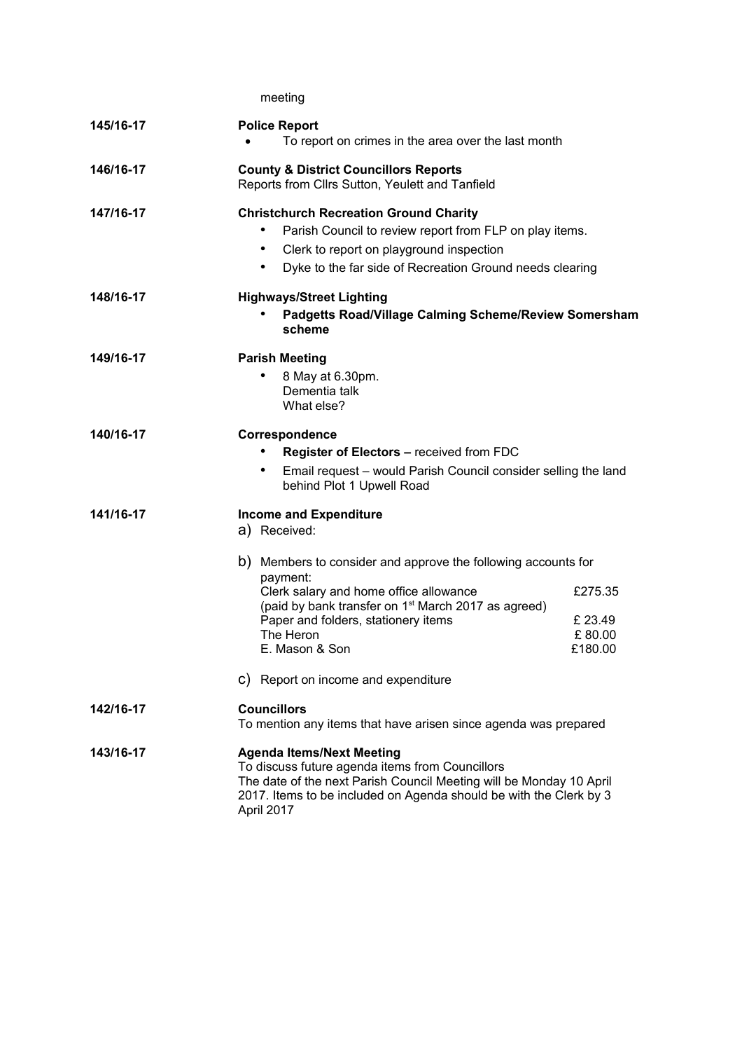meeting

**145/16-17** **Police Report**

- To report on crimes in the area over the last month

**146/16-17** **County & District Councillors Reports**

Reports from Cllrs Sutton, Yeulett and Tanfield

**147/16-17** **Christchurch Recreation Ground Charity**

- Parish Council to review report from FLP on play items.
- Clerk to report on playground inspection
- Dyke to the far side of Recreation Ground needs clearing

**148/16-17** **Highways/Street Lighting**

- **Padgetts Road/Village Calming Scheme/Review Somersham scheme**

**149/16-17** **Parish Meeting**

- 8 May at 6.30pm.
  Dementia talk
  What else?

**140/16-17** **Correspondence**

- **Register of Electors –** received from FDC
- Email request – would Parish Council consider selling the land behind Plot 1 Upwell Road

**141/16-17** **Income and Expenditure**

a) Received:

b) Members to consider and approve the following accounts for payment:

| | |
|---|---|
| Clerk salary and home office allowance (paid by bank transfer on 1st March 2017 as agreed) | £275.35 |
| Paper and folders, stationery items | £ 23.49 |
| The Heron | £ 80.00 |
| E. Mason & Son | £180.00 |

c) Report on income and expenditure

**142/16-17** **Councillors**

To mention any items that have arisen since agenda was prepared

**143/16-17** **Agenda Items/Next Meeting**

To discuss future agenda items from Councillors

The date of the next Parish Council Meeting will be Monday 10 April 2017. Items to be included on Agenda should be with the Clerk by 3 April 2017